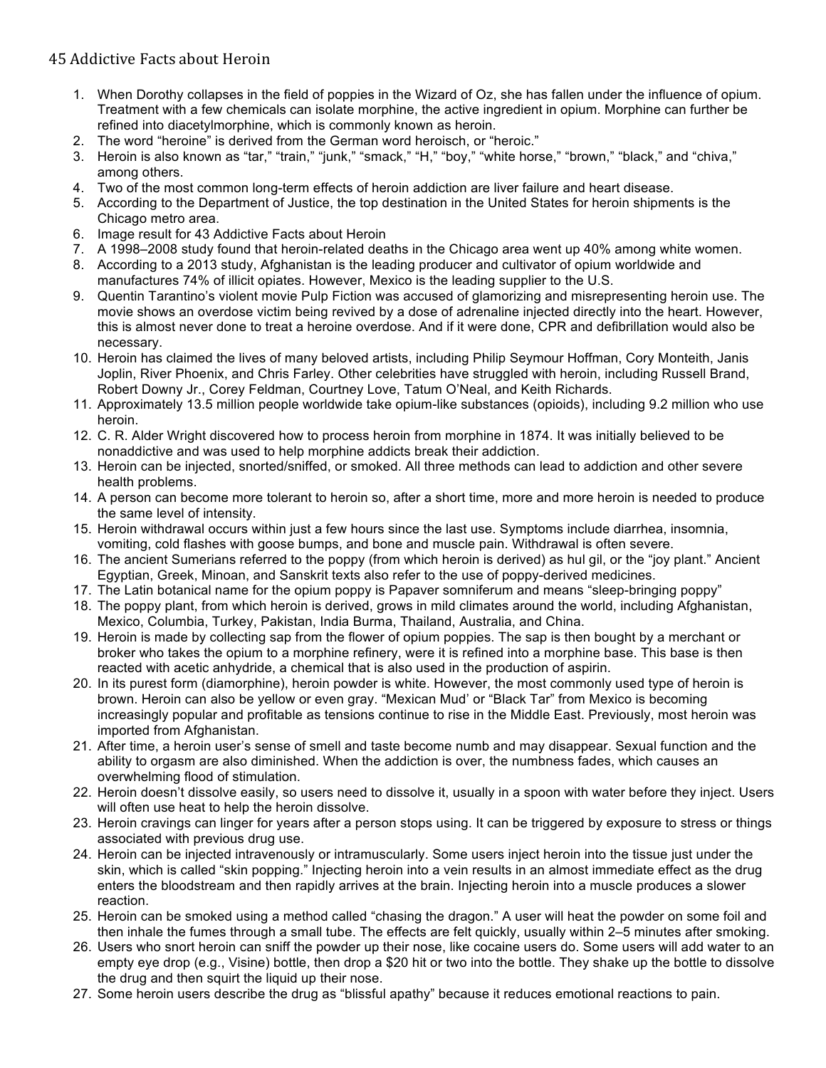# 45 Addictive Facts about Heroin

1. When Dorothy collapses in the field of poppies in the Wizard of Oz, she has fallen under the influence of opium. Treatment with a few chemicals can isolate morphine, the active ingredient in opium. Morphine can further be refined into diacetylmorphine, which is commonly known as heroin.
2. The word "heroine" is derived from the German word heroisch, or "heroic."
3. Heroin is also known as "tar," "train," "junk," "smack," "H," "boy," "white horse," "brown," "black," and "chiva," among others.
4. Two of the most common long-term effects of heroin addiction are liver failure and heart disease.
5. According to the Department of Justice, the top destination in the United States for heroin shipments is the Chicago metro area.
6. Image result for 43 Addictive Facts about Heroin
7. A 1998–2008 study found that heroin-related deaths in the Chicago area went up 40% among white women.
8. According to a 2013 study, Afghanistan is the leading producer and cultivator of opium worldwide and manufactures 74% of illicit opiates. However, Mexico is the leading supplier to the U.S.
9. Quentin Tarantino's violent movie Pulp Fiction was accused of glamorizing and misrepresenting heroin use. The movie shows an overdose victim being revived by a dose of adrenaline injected directly into the heart. However, this is almost never done to treat a heroine overdose. And if it were done, CPR and defibrillation would also be necessary.
10. Heroin has claimed the lives of many beloved artists, including Philip Seymour Hoffman, Cory Monteith, Janis Joplin, River Phoenix, and Chris Farley. Other celebrities have struggled with heroin, including Russell Brand, Robert Downy Jr., Corey Feldman, Courtney Love, Tatum O'Neal, and Keith Richards.
11. Approximately 13.5 million people worldwide take opium-like substances (opioids), including 9.2 million who use heroin.
12. C. R. Alder Wright discovered how to process heroin from morphine in 1874. It was initially believed to be nonaddictive and was used to help morphine addicts break their addiction.
13. Heroin can be injected, snorted/sniffed, or smoked. All three methods can lead to addiction and other severe health problems.
14. A person can become more tolerant to heroin so, after a short time, more and more heroin is needed to produce the same level of intensity.
15. Heroin withdrawal occurs within just a few hours since the last use. Symptoms include diarrhea, insomnia, vomiting, cold flashes with goose bumps, and bone and muscle pain. Withdrawal is often severe.
16. The ancient Sumerians referred to the poppy (from which heroin is derived) as hul gil, or the "joy plant." Ancient Egyptian, Greek, Minoan, and Sanskrit texts also refer to the use of poppy-derived medicines.
17. The Latin botanical name for the opium poppy is Papaver somniferum and means "sleep-bringing poppy"
18. The poppy plant, from which heroin is derived, grows in mild climates around the world, including Afghanistan, Mexico, Columbia, Turkey, Pakistan, India Burma, Thailand, Australia, and China.
19. Heroin is made by collecting sap from the flower of opium poppies. The sap is then bought by a merchant or broker who takes the opium to a morphine refinery, were it is refined into a morphine base. This base is then reacted with acetic anhydride, a chemical that is also used in the production of aspirin.
20. In its purest form (diamorphine), heroin powder is white. However, the most commonly used type of heroin is brown. Heroin can also be yellow or even gray. "Mexican Mud' or "Black Tar" from Mexico is becoming increasingly popular and profitable as tensions continue to rise in the Middle East. Previously, most heroin was imported from Afghanistan.
21. After time, a heroin user's sense of smell and taste become numb and may disappear. Sexual function and the ability to orgasm are also diminished. When the addiction is over, the numbness fades, which causes an overwhelming flood of stimulation.
22. Heroin doesn't dissolve easily, so users need to dissolve it, usually in a spoon with water before they inject. Users will often use heat to help the heroin dissolve.
23. Heroin cravings can linger for years after a person stops using. It can be triggered by exposure to stress or things associated with previous drug use.
24. Heroin can be injected intravenously or intramuscularly. Some users inject heroin into the tissue just under the skin, which is called "skin popping." Injecting heroin into a vein results in an almost immediate effect as the drug enters the bloodstream and then rapidly arrives at the brain. Injecting heroin into a muscle produces a slower reaction.
25. Heroin can be smoked using a method called "chasing the dragon." A user will heat the powder on some foil and then inhale the fumes through a small tube. The effects are felt quickly, usually within 2–5 minutes after smoking.
26. Users who snort heroin can sniff the powder up their nose, like cocaine users do. Some users will add water to an empty eye drop (e.g., Visine) bottle, then drop a $20 hit or two into the bottle. They shake up the bottle to dissolve the drug and then squirt the liquid up their nose.
27. Some heroin users describe the drug as "blissful apathy" because it reduces emotional reactions to pain.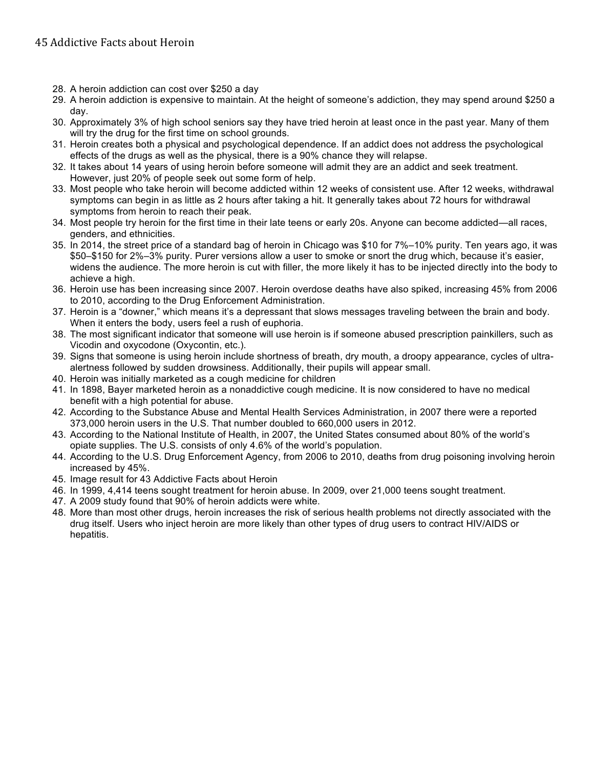28. A heroin addiction can cost over $250 a day
29. A heroin addiction is expensive to maintain. At the height of someone's addiction, they may spend around $250 a day.
30. Approximately 3% of high school seniors say they have tried heroin at least once in the past year. Many of them will try the drug for the first time on school grounds.
31. Heroin creates both a physical and psychological dependence. If an addict does not address the psychological effects of the drugs as well as the physical, there is a 90% chance they will relapse.
32. It takes about 14 years of using heroin before someone will admit they are an addict and seek treatment. However, just 20% of people seek out some form of help.
33. Most people who take heroin will become addicted within 12 weeks of consistent use. After 12 weeks, withdrawal symptoms can begin in as little as 2 hours after taking a hit. It generally takes about 72 hours for withdrawal symptoms from heroin to reach their peak.
34. Most people try heroin for the first time in their late teens or early 20s. Anyone can become addicted—all races, genders, and ethnicities.
35. In 2014, the street price of a standard bag of heroin in Chicago was $10 for 7%–10% purity. Ten years ago, it was $50–$150 for 2%–3% purity. Purer versions allow a user to smoke or snort the drug which, because it's easier, widens the audience. The more heroin is cut with filler, the more likely it has to be injected directly into the body to achieve a high.
36. Heroin use has been increasing since 2007. Heroin overdose deaths have also spiked, increasing 45% from 2006 to 2010, according to the Drug Enforcement Administration.
37. Heroin is a "downer," which means it's a depressant that slows messages traveling between the brain and body. When it enters the body, users feel a rush of euphoria.
38. The most significant indicator that someone will use heroin is if someone abused prescription painkillers, such as Vicodin and oxycodone (Oxycontin, etc.).
39. Signs that someone is using heroin include shortness of breath, dry mouth, a droopy appearance, cycles of ultra-alertness followed by sudden drowsiness. Additionally, their pupils will appear small.
40. Heroin was initially marketed as a cough medicine for children
41. In 1898, Bayer marketed heroin as a nonaddictive cough medicine. It is now considered to have no medical benefit with a high potential for abuse.
42. According to the Substance Abuse and Mental Health Services Administration, in 2007 there were a reported 373,000 heroin users in the U.S. That number doubled to 660,000 users in 2012.
43. According to the National Institute of Health, in 2007, the United States consumed about 80% of the world's opiate supplies. The U.S. consists of only 4.6% of the world's population.
44. According to the U.S. Drug Enforcement Agency, from 2006 to 2010, deaths from drug poisoning involving heroin increased by 45%.
45. Image result for 43 Addictive Facts about Heroin
46. In 1999, 4,414 teens sought treatment for heroin abuse. In 2009, over 21,000 teens sought treatment.
47. A 2009 study found that 90% of heroin addicts were white.
48. More than most other drugs, heroin increases the risk of serious health problems not directly associated with the drug itself. Users who inject heroin are more likely than other types of drug users to contract HIV/AIDS or hepatitis.